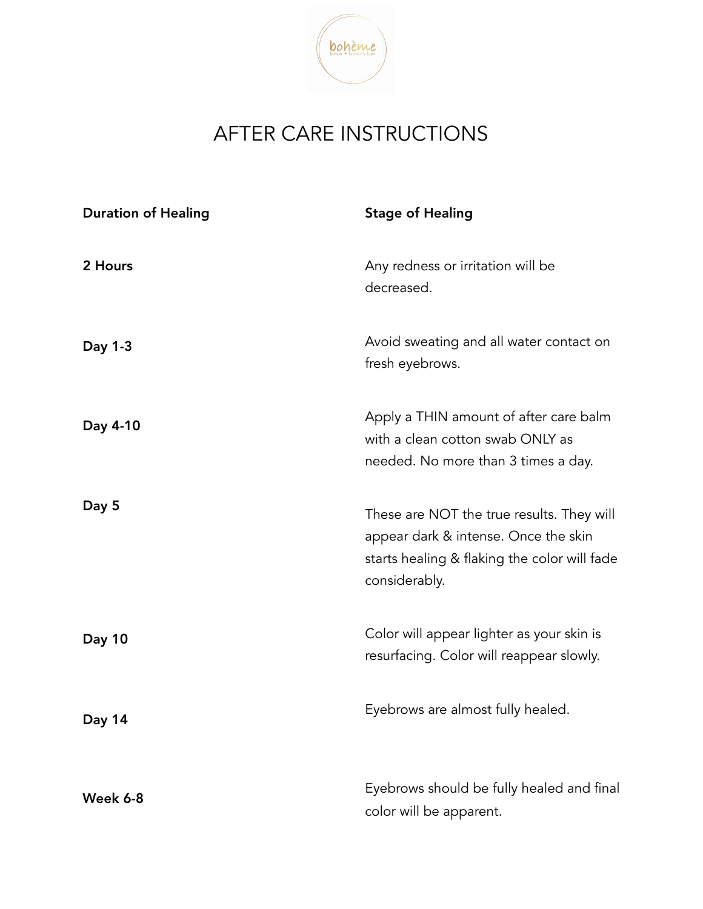bohème
brow + beauty bar

# AFTER CARE INSTRUCTIONS

| Duration of Healing | Stage of Healing |
| --- | --- |
| 2 Hours | Any redness or irritation will be decreased. |
| Day 1-3 | Avoid sweating and all water contact on fresh eyebrows. |
| Day 4-10 | Apply a THIN amount of after care balm with a clean cotton swab ONLY as needed. No more than 3 times a day. |
| Day 5 | These are NOT the true results. They will appear dark & intense. Once the skin starts healing & flaking the color will fade considerably. |
| Day 10 | Color will appear lighter as your skin is resurfacing. Color will reappear slowly. |
| Day 14 | Eyebrows are almost fully healed. |
| Week 6-8 | Eyebrows should be fully healed and final color will be apparent. |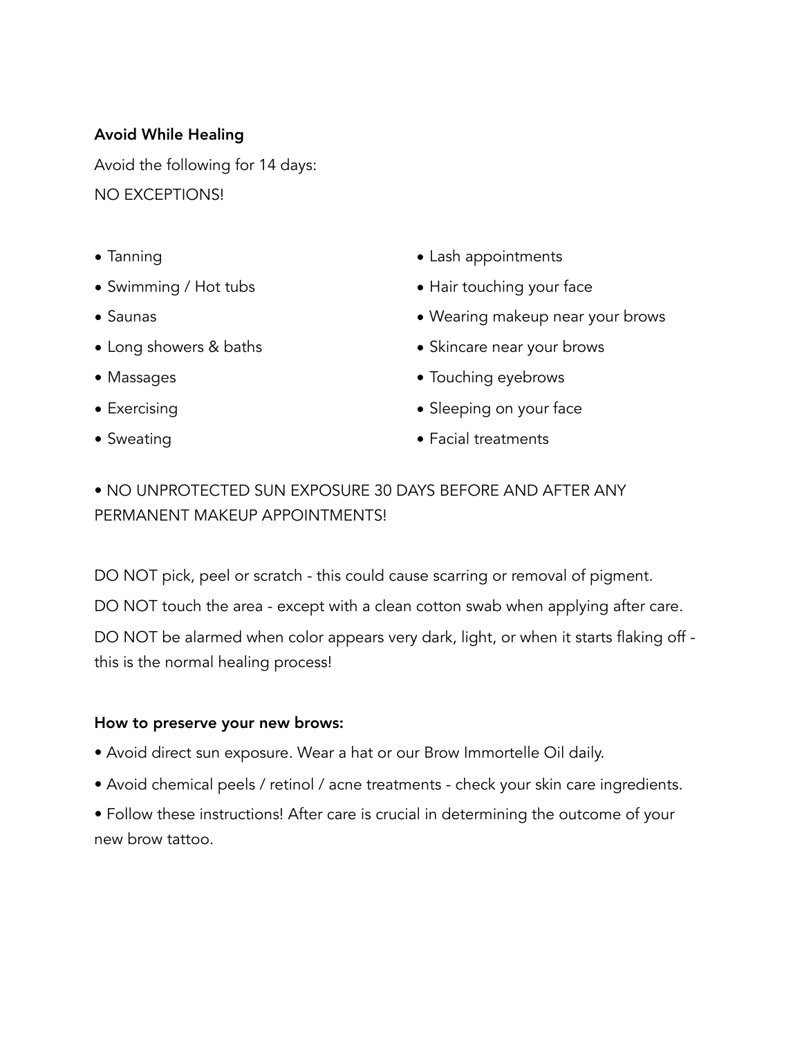**Avoid While Healing**

Avoid the following for 14 days:

NO EXCEPTIONS!

- Tanning
- Swimming / Hot tubs
- Saunas
- Long showers & baths
- Massages
- Exercising
- Sweating
- Lash appointments
- Hair touching your face
- Wearing makeup near your brows
- Skincare near your brows
- Touching eyebrows
- Sleeping on your face
- Facial treatments

• NO UNPROTECTED SUN EXPOSURE 30 DAYS BEFORE AND AFTER ANY PERMANENT MAKEUP APPOINTMENTS!

DO NOT pick, peel or scratch - this could cause scarring or removal of pigment.

DO NOT touch the area - except with a clean cotton swab when applying after care.

DO NOT be alarmed when color appears very dark, light, or when it starts flaking off - this is the normal healing process!

**How to preserve your new brows:**

• Avoid direct sun exposure. Wear a hat or our Brow Immortelle Oil daily.

• Avoid chemical peels / retinol / acne treatments - check your skin care ingredients.

• Follow these instructions! After care is crucial in determining the outcome of your new brow tattoo.